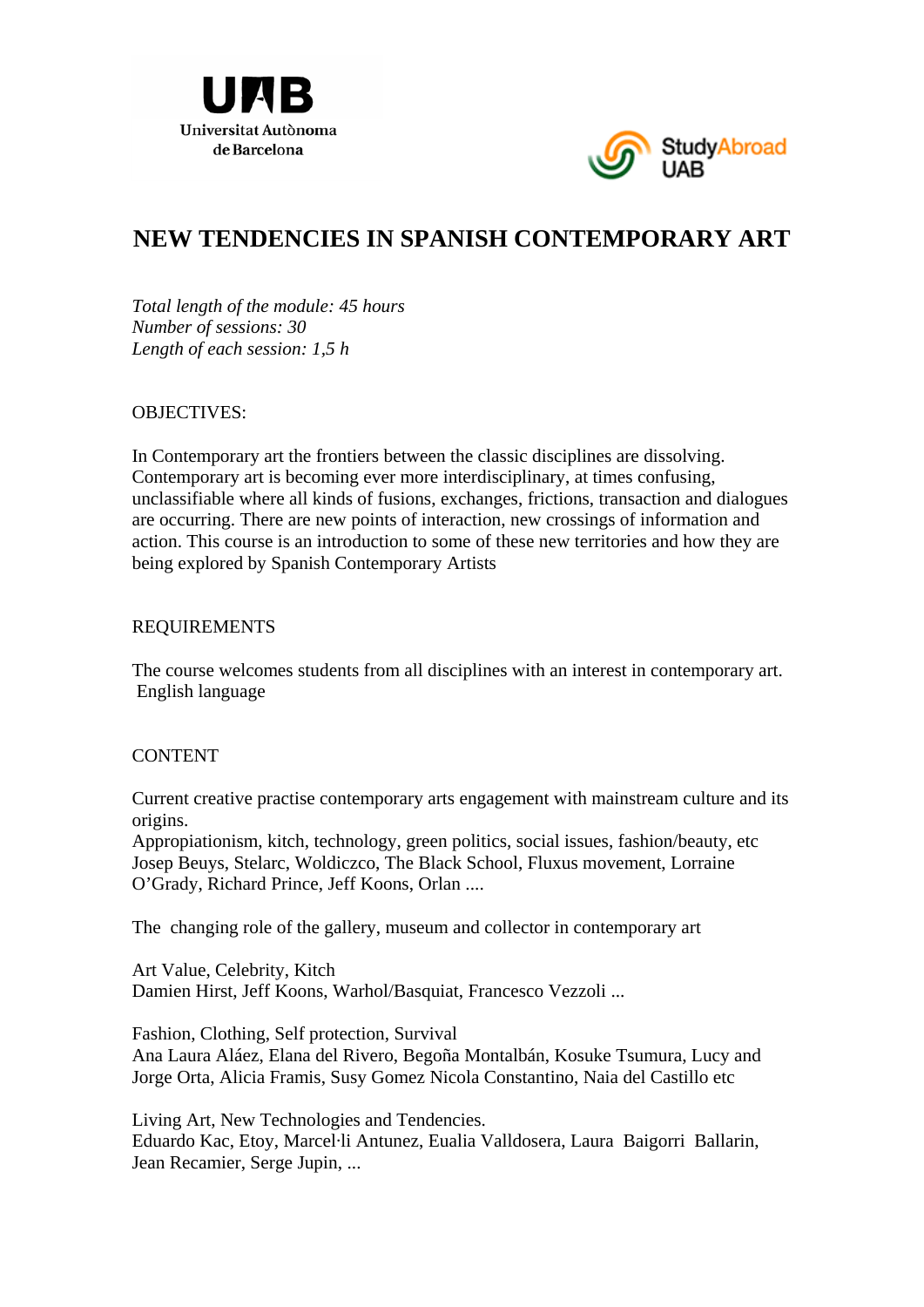UAB
Universitat Autònoma de Barcelona

StudyAbroad UAB

# NEW TENDENCIES IN SPANISH CONTEMPORARY ART

*Total length of the module: 45 hours*
*Number of sessions: 30*
*Length of each session: 1,5 h*

OBJECTIVES:

In Contemporary art the frontiers between the classic disciplines are dissolving. Contemporary art is becoming ever more interdisciplinary, at times confusing, unclassifiable where all kinds of fusions, exchanges, frictions, transaction and dialogues are occurring. There are new points of interaction, new crossings of information and action. This course is an introduction to some of these new territories and how they are being explored by Spanish Contemporary Artists

REQUIREMENTS

The course welcomes students from all disciplines with an interest in contemporary art.
English language

CONTENT

Current creative practise contemporary arts engagement with mainstream culture and its origins.
Appropiationism, kitch, technology, green politics, social issues, fashion/beauty, etc
Josep Beuys, Stelarc, Woldiczco, The Black School, Fluxus movement, Lorraine O'Grady, Richard Prince, Jeff Koons, Orlan ....

The changing role of the gallery, museum and collector in contemporary art

Art Value, Celebrity, Kitch
Damien Hirst, Jeff Koons, Warhol/Basquiat, Francesco Vezzoli ...

Fashion, Clothing, Self protection, Survival
Ana Laura Aláez, Elana del Rivero, Begoña Montalbán, Kosuke Tsumura, Lucy and Jorge Orta, Alicia Framis, Susy Gomez Nicola Constantino, Naia del Castillo etc

Living Art, New Technologies and Tendencies.
Eduardo Kac, Etoy, Marcel·li Antunez, Eualia Valldosera, Laura Baigorri Ballarin, Jean Recamier, Serge Jupin, ...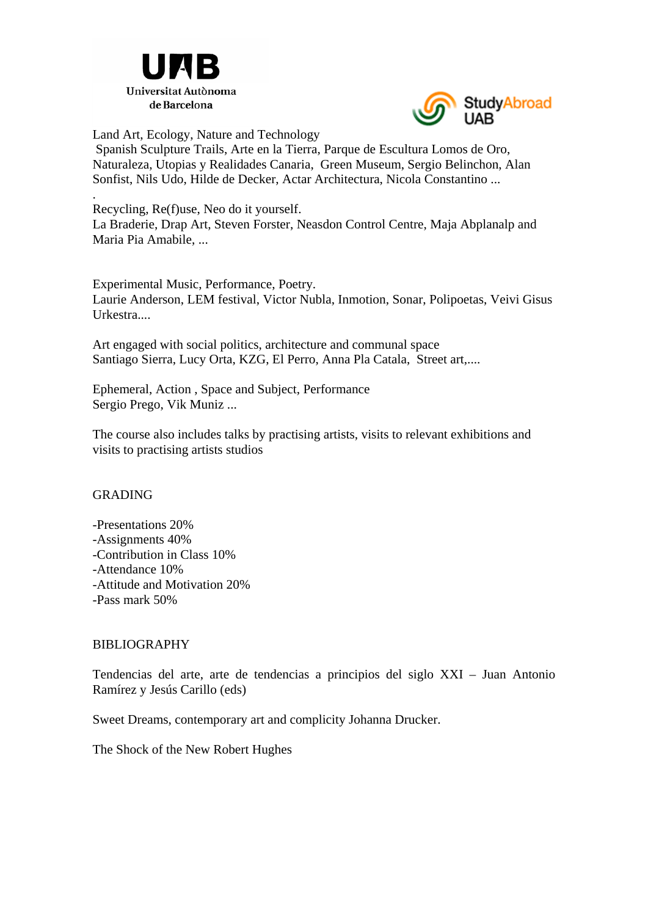Land Art, Ecology, Nature and Technology
Spanish Sculpture Trails, Arte en la Tierra, Parque de Escultura Lomos de Oro, Naturaleza, Utopias y Realidades Canaria, Green Museum, Sergio Belinchon, Alan Sonfist, Nils Udo, Hilde de Decker, Actar Architectura, Nicola Constantino ...

.

Recycling, Re(f)use, Neo do it yourself.
La Braderie, Drap Art, Steven Forster, Neasdon Control Centre, Maja Abplanalp and Maria Pia Amabile, ...

Experimental Music, Performance, Poetry.
Laurie Anderson, LEM festival, Victor Nubla, Inmotion, Sonar, Polipoetas, Veivi Gisus Urkestra....

Art engaged with social politics, architecture and communal space
Santiago Sierra, Lucy Orta, KZG, El Perro, Anna Pla Catala, Street art,....

Ephemeral, Action , Space and Subject, Performance
Sergio Prego, Vik Muniz ...

The course also includes talks by practising artists, visits to relevant exhibitions and visits to practising artists studios

## GRADING

-Presentations 20%
-Assignments 40%
-Contribution in Class 10%
-Attendance 10%
-Attitude and Motivation 20%
-Pass mark 50%

## BIBLIOGRAPHY

Tendencias del arte, arte de tendencias a principios del siglo XXI – Juan Antonio Ramírez y Jesús Carillo (eds)

Sweet Dreams, contemporary art and complicity Johanna Drucker.

The Shock of the New Robert Hughes